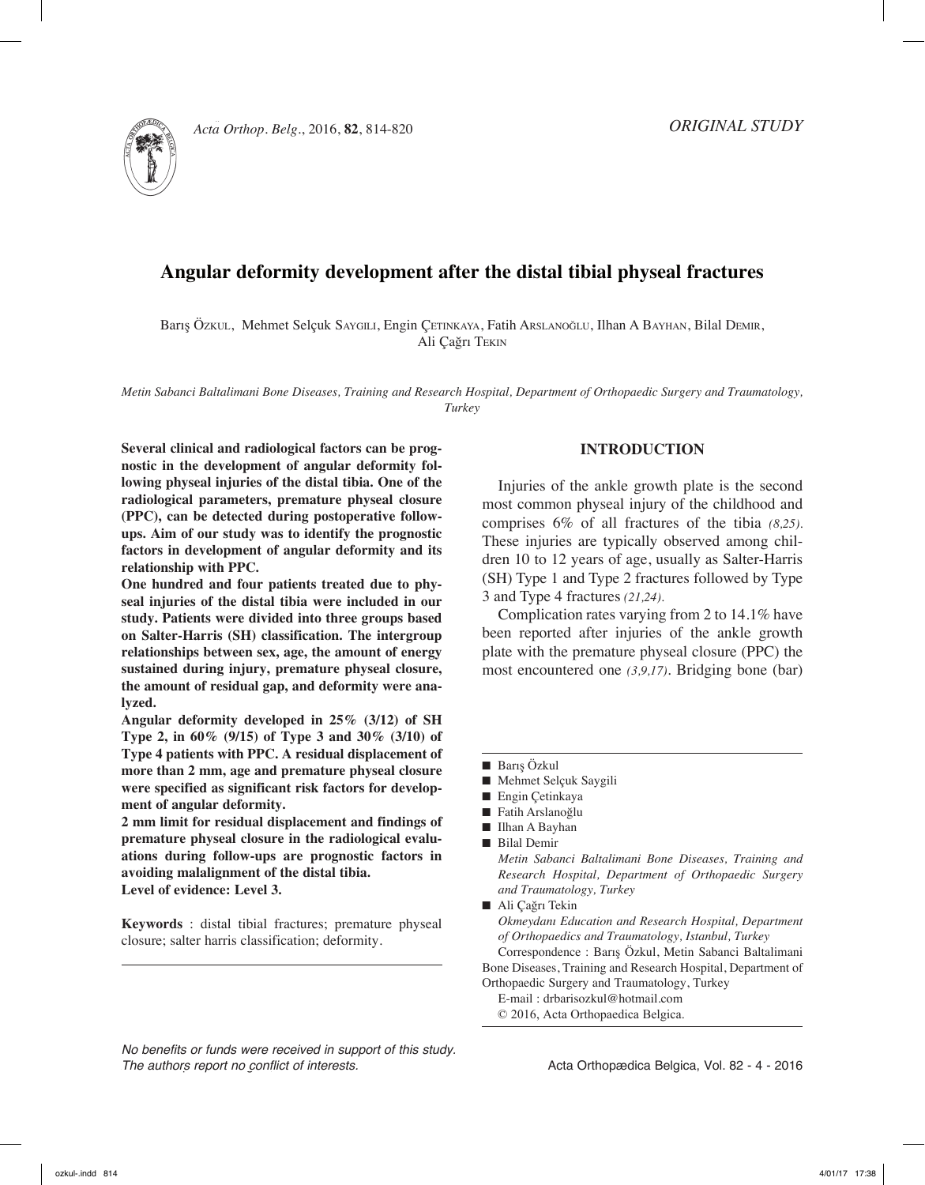*ORIGINAL STUDY*

# Angular deformity development after the distal tibial physeal fractures

Barış Özkul, Mehmet Selçuk Saygili, Engin Çetinkaya, Fatih Arslanoğlu, Ilhan A Bayhan, Bilal Demir, Ali Çağrı Tekin

*Metin Sabanci Baltalimani Bone Diseases, Training and Research Hospital, Department of Orthopaedic Surgery and Traumatology, Turkey*

**Several clinical and radiological factors can be prognostic in the development of angular deformity following physeal injuries of the distal tibia. One of the radiological parameters, premature physeal closure (PPC), can be detected during postoperative follow-ups. Aim of our study was to identify the prognostic factors in development of angular deformity and its relationship with PPC.**

**One hundred and four patients treated due to physeal injuries of the distal tibia were included in our study. Patients were divided into three groups based on Salter-Harris (SH) classification. The intergroup relationships between sex, age, the amount of energy sustained during injury, premature physeal closure, the amount of residual gap, and deformity were analyzed.**

**Angular deformity developed in 25% (3/12) of SH Type 2, in 60% (9/15) of Type 3 and 30% (3/10) of Type 4 patients with PPC. A residual displacement of more than 2 mm, age and premature physeal closure were specified as significant risk factors for development of angular deformity.**

**2 mm limit for residual displacement and findings of premature physeal closure in the radiological evaluations during follow-ups are prognostic factors in avoiding malalignment of the distal tibia.**

**Level of evidence: Level 3.**

**Keywords** : distal tibial fractures; premature physeal closure; salter harris classification; deformity.

## INTRODUCTION

Injuries of the ankle growth plate is the second most common physeal injury of the childhood and comprises 6% of all fractures of the tibia *(8,25)*. These injuries are typically observed among children 10 to 12 years of age, usually as Salter-Harris (SH) Type 1 and Type 2 fractures followed by Type 3 and Type 4 fractures *(21,24)*.

Complication rates varying from 2 to 14.1% have been reported after injuries of the ankle growth plate with the premature physeal closure (PPC) the most encountered one *(3,9,17)*. Bridging bone (bar)

---

- Barış Özkul
- Mehmet Selçuk Saygili
- Engin Çetinkaya
- Fatih Arslanoğlu
- Ilhan A Bayhan
- Bilal Demir
  *Metin Sabanci Baltalimani Bone Diseases, Training and Research Hospital, Department of Orthopaedic Surgery and Traumatology, Turkey*
- Ali Çağrı Tekin
  *Okmeydanı Education and Research Hospital, Department of Orthopaedics and Traumatology, Istanbul, Turkey*

Correspondence : Barış Özkul, Metin Sabanci Baltalimani Bone Diseases, Training and Research Hospital, Department of Orthopaedic Surgery and Traumatology, Turkey

E-mail : drbarisozkul@hotmail.com

© 2016, Acta Orthopaedica Belgica.

*No benefits or funds were received in support of this study. The authors report no conflict of interests.*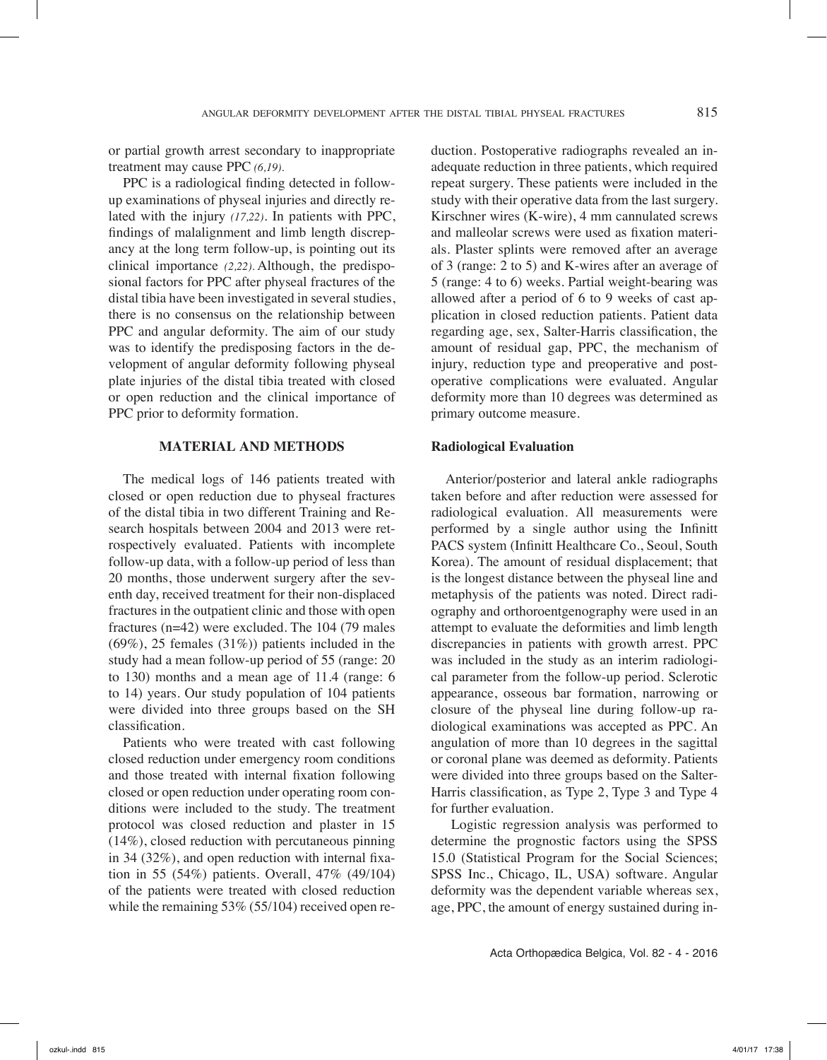or partial growth arrest secondary to inappropriate treatment may cause PPC *(6,19)*.

PPC is a radiological finding detected in follow-up examinations of physeal injuries and directly related with the injury *(17,22)*. In patients with PPC, findings of malalignment and limb length discrepancy at the long term follow-up, is pointing out its clinical importance *(2,22)*. Although, the predisposional factors for PPC after physeal fractures of the distal tibia have been investigated in several studies, there is no consensus on the relationship between PPC and angular deformity. The aim of our study was to identify the predisposing factors in the development of angular deformity following physeal plate injuries of the distal tibia treated with closed or open reduction and the clinical importance of PPC prior to deformity formation.

## MATERIAL AND METHODS

The medical logs of 146 patients treated with closed or open reduction due to physeal fractures of the distal tibia in two different Training and Research hospitals between 2004 and 2013 were retrospectively evaluated. Patients with incomplete follow-up data, with a follow-up period of less than 20 months, those underwent surgery after the seventh day, received treatment for their non-displaced fractures in the outpatient clinic and those with open fractures (n=42) were excluded. The 104 (79 males (69%), 25 females (31%)) patients included in the study had a mean follow-up period of 55 (range: 20 to 130) months and a mean age of 11.4 (range: 6 to 14) years. Our study population of 104 patients were divided into three groups based on the SH classification.

Patients who were treated with cast following closed reduction under emergency room conditions and those treated with internal fixation following closed or open reduction under operating room conditions were included to the study. The treatment protocol was closed reduction and plaster in 15 (14%), closed reduction with percutaneous pinning in 34 (32%), and open reduction with internal fixation in 55 (54%) patients. Overall, 47% (49/104) of the patients were treated with closed reduction while the remaining 53% (55/104) received open reduction. Postoperative radiographs revealed an inadequate reduction in three patients, which required repeat surgery. These patients were included in the study with their operative data from the last surgery. Kirschner wires (K-wire), 4 mm cannulated screws and malleolar screws were used as fixation materials. Plaster splints were removed after an average of 3 (range: 2 to 5) and K-wires after an average of 5 (range: 4 to 6) weeks. Partial weight-bearing was allowed after a period of 6 to 9 weeks of cast application in closed reduction patients. Patient data regarding age, sex, Salter-Harris classification, the amount of residual gap, PPC, the mechanism of injury, reduction type and preoperative and postoperative complications were evaluated. Angular deformity more than 10 degrees was determined as primary outcome measure.

### Radiological Evaluation

Anterior/posterior and lateral ankle radiographs taken before and after reduction were assessed for radiological evaluation. All measurements were performed by a single author using the Infinitt PACS system (Infinitt Healthcare Co., Seoul, South Korea). The amount of residual displacement; that is the longest distance between the physeal line and metaphysis of the patients was noted. Direct radiography and orthoroentgenography were used in an attempt to evaluate the deformities and limb length discrepancies in patients with growth arrest. PPC was included in the study as an interim radiological parameter from the follow-up period. Sclerotic appearance, osseous bar formation, narrowing or closure of the physeal line during follow-up radiological examinations was accepted as PPC. An angulation of more than 10 degrees in the sagittal or coronal plane was deemed as deformity. Patients were divided into three groups based on the Salter-Harris classification, as Type 2, Type 3 and Type 4 for further evaluation.

Logistic regression analysis was performed to determine the prognostic factors using the SPSS 15.0 (Statistical Program for the Social Sciences; SPSS Inc., Chicago, IL, USA) software. Angular deformity was the dependent variable whereas sex, age, PPC, the amount of energy sustained during in-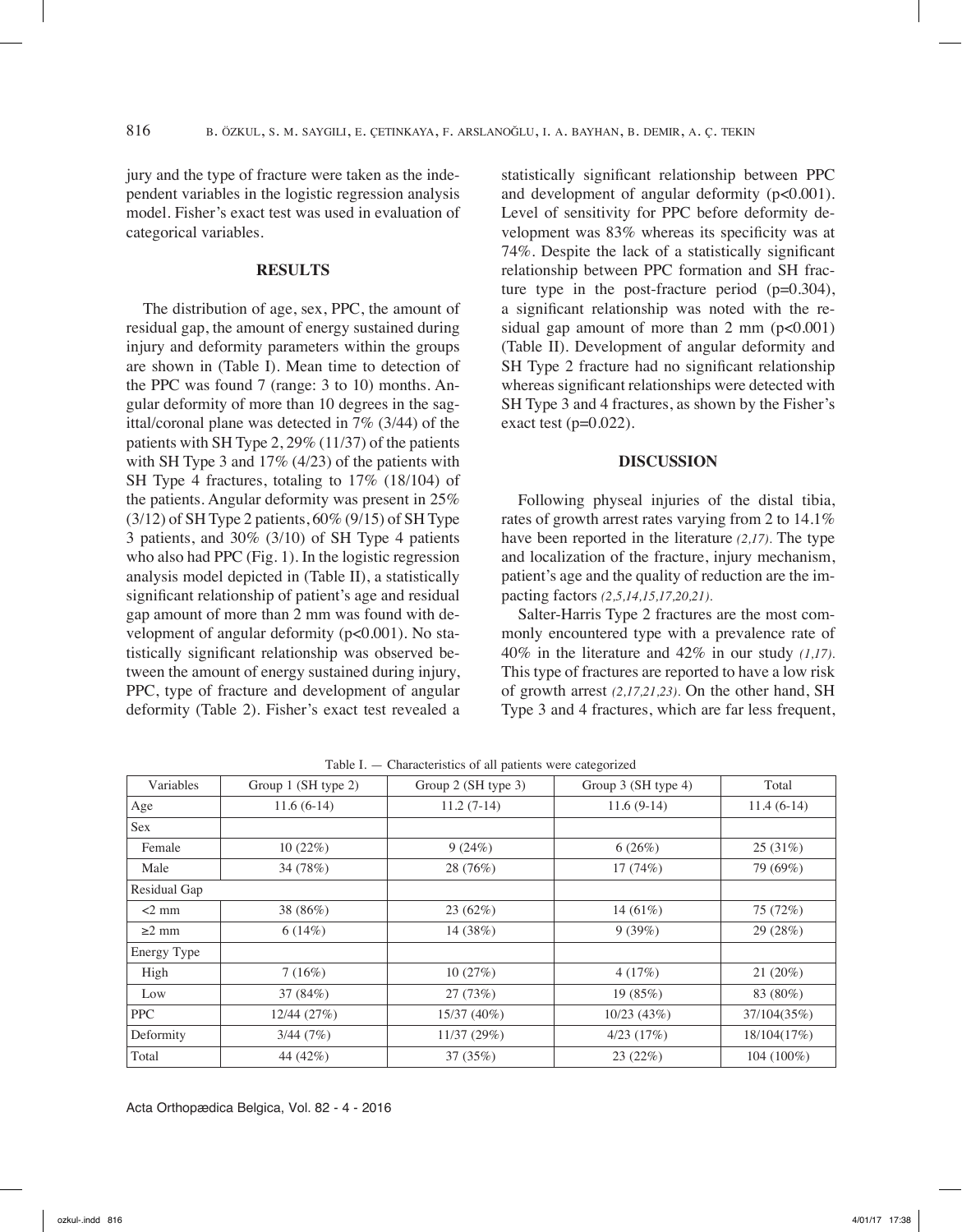jury and the type of fracture were taken as the independent variables in the logistic regression analysis model. Fisher's exact test was used in evaluation of categorical variables.

## RESULTS

The distribution of age, sex, PPC, the amount of residual gap, the amount of energy sustained during injury and deformity parameters within the groups are shown in (Table I). Mean time to detection of the PPC was found 7 (range: 3 to 10) months. Angular deformity of more than 10 degrees in the sagittal/coronal plane was detected in 7% (3/44) of the patients with SH Type 2, 29% (11/37) of the patients with SH Type 3 and 17% (4/23) of the patients with SH Type 4 fractures, totaling to 17% (18/104) of the patients. Angular deformity was present in 25% (3/12) of SH Type 2 patients, 60% (9/15) of SH Type 3 patients, and 30% (3/10) of SH Type 4 patients who also had PPC (Fig. 1). In the logistic regression analysis model depicted in (Table II), a statistically significant relationship of patient's age and residual gap amount of more than 2 mm was found with development of angular deformity ($p<0.001$). No statistically significant relationship was observed between the amount of energy sustained during injury, PPC, type of fracture and development of angular deformity (Table 2). Fisher's exact test revealed a statistically significant relationship between PPC and development of angular deformity ($p<0.001$). Level of sensitivity for PPC before deformity development was 83% whereas its specificity was at 74%. Despite the lack of a statistically significant relationship between PPC formation and SH fracture type in the post-fracture period ($p=0.304$), a significant relationship was noted with the residual gap amount of more than 2 mm ($p<0.001$) (Table II). Development of angular deformity and SH Type 2 fracture had no significant relationship whereas significant relationships were detected with SH Type 3 and 4 fractures, as shown by the Fisher's exact test ($p=0.022$).

## DISCUSSION

Following physeal injuries of the distal tibia, rates of growth arrest rates varying from 2 to 14.1% have been reported in the literature *(2,17)*. The type and localization of the fracture, injury mechanism, patient's age and the quality of reduction are the impacting factors *(2,5,14,15,17,20,21)*.

Salter-Harris Type 2 fractures are the most commonly encountered type with a prevalence rate of 40% in the literature and 42% in our study *(1,17)*. This type of fractures are reported to have a low risk of growth arrest *(2,17,21,23)*. On the other hand, SH Type 3 and 4 fractures, which are far less frequent,

Table I. — Characteristics of all patients were categorized

| Variables | Group 1 (SH type 2) | Group 2 (SH type 3) | Group 3 (SH type 4) | Total |
|---|---|---|---|---|
| Age | 11.6 (6-14) | 11.2 (7-14) | 11.6 (9-14) | 11.4 (6-14) |
| Sex | | | | |
| Female | 10 (22%) | 9 (24%) | 6 (26%) | 25 (31%) |
| Male | 34 (78%) | 28 (76%) | 17 (74%) | 79 (69%) |
| Residual Gap | | | | |
| <2 mm | 38 (86%) | 23 (62%) | 14 (61%) | 75 (72%) |
| ≥2 mm | 6 (14%) | 14 (38%) | 9 (39%) | 29 (28%) |
| Energy Type | | | | |
| High | 7 (16%) | 10 (27%) | 4 (17%) | 21 (20%) |
| Low | 37 (84%) | 27 (73%) | 19 (85%) | 83 (80%) |
| PPC | 12/44 (27%) | 15/37 (40%) | 10/23 (43%) | 37/104(35%) |
| Deformity | 3/44 (7%) | 11/37 (29%) | 4/23 (17%) | 18/104(17%) |
| Total | 44 (42%) | 37 (35%) | 23 (22%) | 104 (100%) |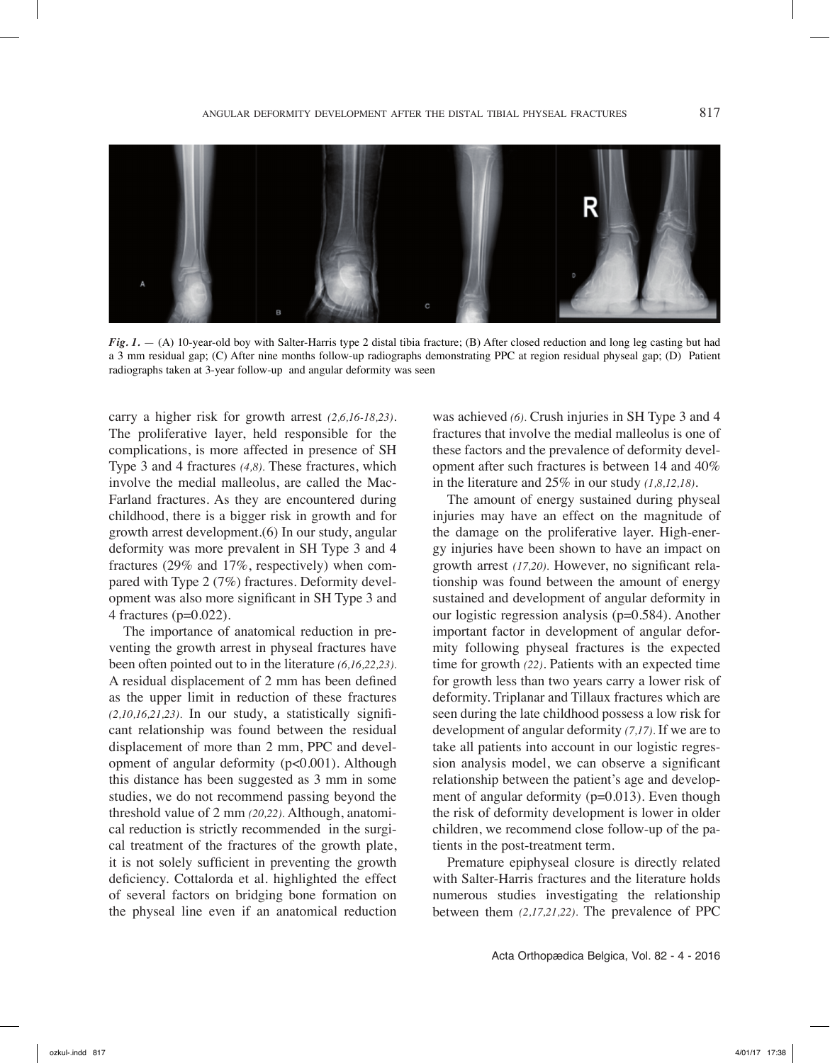*Fig. 1.* — (A) 10-year-old boy with Salter-Harris type 2 distal tibia fracture; (B) After closed reduction and long leg casting but had a 3 mm residual gap; (C) After nine months follow-up radiographs demonstrating PPC at region residual physeal gap; (D) Patient radiographs taken at 3-year follow-up and angular deformity was seen

carry a higher risk for growth arrest *(2,6,16-18,23)*. The proliferative layer, held responsible for the complications, is more affected in presence of SH Type 3 and 4 fractures *(4,8)*. These fractures, which involve the medial malleolus, are called the MacFarland fractures. As they are encountered during childhood, there is a bigger risk in growth and for growth arrest development.(6) In our study, angular deformity was more prevalent in SH Type 3 and 4 fractures (29% and 17%, respectively) when compared with Type 2 (7%) fractures. Deformity development was also more significant in SH Type 3 and 4 fractures ($p=0.022$).

The importance of anatomical reduction in preventing the growth arrest in physeal fractures have been often pointed out to in the literature *(6,16,22,23)*. A residual displacement of 2 mm has been defined as the upper limit in reduction of these fractures *(2,10,16,21,23)*. In our study, a statistically significant relationship was found between the residual displacement of more than 2 mm, PPC and development of angular deformity ($p<0.001$). Although this distance has been suggested as 3 mm in some studies, we do not recommend passing beyond the threshold value of 2 mm *(20,22)*. Although, anatomical reduction is strictly recommended in the surgical treatment of the fractures of the growth plate, it is not solely sufficient in preventing the growth deficiency. Cottalorda et al. highlighted the effect of several factors on bridging bone formation on the physeal line even if an anatomical reduction was achieved *(6)*. Crush injuries in SH Type 3 and 4 fractures that involve the medial malleolus is one of these factors and the prevalence of deformity development after such fractures is between 14 and 40% in the literature and 25% in our study *(1,8,12,18)*.

The amount of energy sustained during physeal injuries may have an effect on the magnitude of the damage on the proliferative layer. High-energy injuries have been shown to have an impact on growth arrest *(17,20)*. However, no significant relationship was found between the amount of energy sustained and development of angular deformity in our logistic regression analysis ($p=0.584$). Another important factor in development of angular deformity following physeal fractures is the expected time for growth *(22)*. Patients with an expected time for growth less than two years carry a lower risk of deformity. Triplanar and Tillaux fractures which are seen during the late childhood possess a low risk for development of angular deformity *(7,17)*. If we are to take all patients into account in our logistic regression analysis model, we can observe a significant relationship between the patient's age and development of angular deformity ($p=0.013$). Even though the risk of deformity development is lower in older children, we recommend close follow-up of the patients in the post-treatment term.

Premature epiphyseal closure is directly related with Salter-Harris fractures and the literature holds numerous studies investigating the relationship between them *(2,17,21,22)*. The prevalence of PPC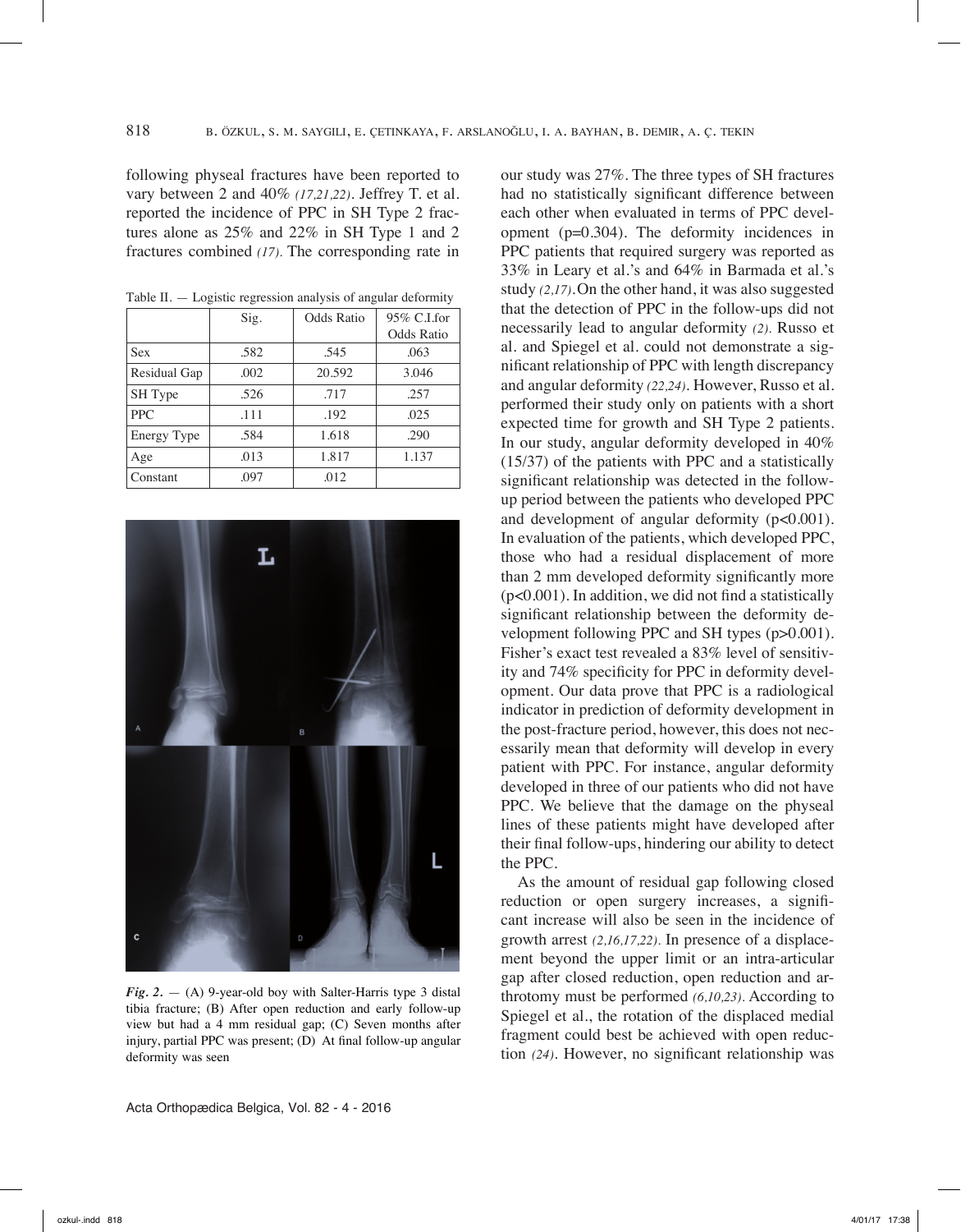following physeal fractures have been reported to vary between 2 and 40% *(17,21,22)*. Jeffrey T. et al. reported the incidence of PPC in SH Type 2 fractures alone as 25% and 22% in SH Type 1 and 2 fractures combined *(17)*. The corresponding rate in our study was 27%. The three types of SH fractures had no statistically significant difference between each other when evaluated in terms of PPC development (p=0.304). The deformity incidences in PPC patients that required surgery was reported as 33% in Leary et al.'s and 64% in Barmada et al.'s study *(2,17)*. On the other hand, it was also suggested that the detection of PPC in the follow-ups did not necessarily lead to angular deformity *(2)*. Russo et al. and Spiegel et al. could not demonstrate a significant relationship of PPC with length discrepancy and angular deformity *(22,24)*. However, Russo et al. performed their study only on patients with a short expected time for growth and SH Type 2 patients. In our study, angular deformity developed in 40% (15/37) of the patients with PPC and a statistically significant relationship was detected in the follow-up period between the patients who developed PPC and development of angular deformity (p<0.001). In evaluation of the patients, which developed PPC, those who had a residual displacement of more than 2 mm developed deformity significantly more (p<0.001). In addition, we did not find a statistically significant relationship between the deformity development following PPC and SH types (p>0.001). Fisher's exact test revealed a 83% level of sensitivity and 74% specificity for PPC in deformity development. Our data prove that PPC is a radiological indicator in prediction of deformity development in the post-fracture period, however, this does not necessarily mean that deformity will develop in every patient with PPC. For instance, angular deformity developed in three of our patients who did not have PPC. We believe that the damage on the physeal lines of these patients might have developed after their final follow-ups, hindering our ability to detect the PPC.

Table II. — Logistic regression analysis of angular deformity

| | Sig. | Odds Ratio | 95% C.I.for Odds Ratio |
|---|---|---|---|
| Sex | .582 | .545 | .063 |
| Residual Gap | .002 | 20.592 | 3.046 |
| SH Type | .526 | .717 | .257 |
| PPC | .111 | .192 | .025 |
| Energy Type | .584 | 1.618 | .290 |
| Age | .013 | 1.817 | 1.137 |
| Constant | .097 | .012 | |

***Fig. 2.*** — (A) 9-year-old boy with Salter-Harris type 3 distal tibia fracture; (B) After open reduction and early follow-up view but had a 4 mm residual gap; (C) Seven months after injury, partial PPC was present; (D) At final follow-up angular deformity was seen

As the amount of residual gap following closed reduction or open surgery increases, a significant increase will also be seen in the incidence of growth arrest *(2,16,17,22)*. In presence of a displacement beyond the upper limit or an intra-articular gap after closed reduction, open reduction and arthrotomy must be performed *(6,10,23)*. According to Spiegel et al., the rotation of the displaced medial fragment could best be achieved with open reduction *(24)*. However, no significant relationship was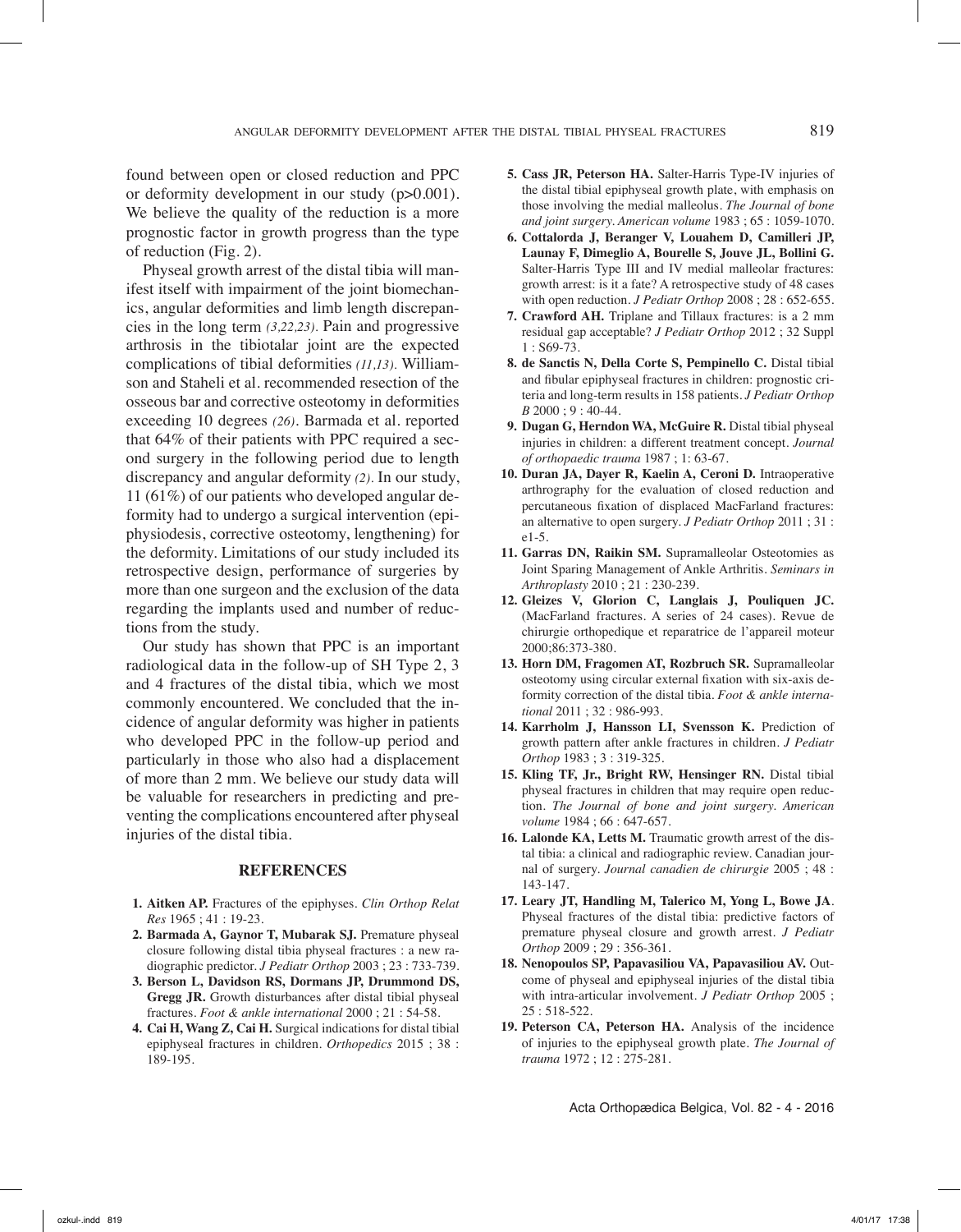found between open or closed reduction and PPC or deformity development in our study (p>0.001). We believe the quality of the reduction is a more prognostic factor in growth progress than the type of reduction (Fig. 2).

Physeal growth arrest of the distal tibia will manifest itself with impairment of the joint biomechanics, angular deformities and limb length discrepancies in the long term *(3,22,23)*. Pain and progressive arthrosis in the tibiotalar joint are the expected complications of tibial deformities *(11,13)*. Williamson and Staheli et al. recommended resection of the osseous bar and corrective osteotomy in deformities exceeding 10 degrees *(26)*. Barmada et al. reported that 64% of their patients with PPC required a second surgery in the following period due to length discrepancy and angular deformity *(2)*. In our study, 11 (61%) of our patients who developed angular deformity had to undergo a surgical intervention (epiphysiodesis, corrective osteotomy, lengthening) for the deformity. Limitations of our study included its retrospective design, performance of surgeries by more than one surgeon and the exclusion of the data regarding the implants used and number of reductions from the study.

Our study has shown that PPC is an important radiological data in the follow-up of SH Type 2, 3 and 4 fractures of the distal tibia, which we most commonly encountered. We concluded that the incidence of angular deformity was higher in patients who developed PPC in the follow-up period and particularly in those who also had a displacement of more than 2 mm. We believe our study data will be valuable for researchers in predicting and preventing the complications encountered after physeal injuries of the distal tibia.

## REFERENCES

1. **Aitken AP.** Fractures of the epiphyses. *Clin Orthop Relat Res* 1965 ; 41 : 19-23.
2. **Barmada A, Gaynor T, Mubarak SJ.** Premature physeal closure following distal tibia physeal fractures : a new radiographic predictor. *J Pediatr Orthop* 2003 ; 23 : 733-739.
3. **Berson L, Davidson RS, Dormans JP, Drummond DS, Gregg JR.** Growth disturbances after distal tibial physeal fractures. *Foot & ankle international* 2000 ; 21 : 54-58.
4. **Cai H, Wang Z, Cai H.** Surgical indications for distal tibial epiphyseal fractures in children. *Orthopedics* 2015 ; 38 : 189-195.
5. **Cass JR, Peterson HA.** Salter-Harris Type-IV injuries of the distal tibial epiphyseal growth plate, with emphasis on those involving the medial malleolus. *The Journal of bone and joint surgery. American volume* 1983 ; 65 : 1059-1070.
6. **Cottalorda J, Beranger V, Louahem D, Camilleri JP, Launay F, Dimeglio A, Bourelle S, Jouve JL, Bollini G.** Salter-Harris Type III and IV medial malleolar fractures: growth arrest: is it a fate? A retrospective study of 48 cases with open reduction. *J Pediatr Orthop* 2008 ; 28 : 652-655.
7. **Crawford AH.** Triplane and Tillaux fractures: is a 2 mm residual gap acceptable? *J Pediatr Orthop* 2012 ; 32 Suppl 1 : S69-73.
8. **de Sanctis N, Della Corte S, Pempinello C.** Distal tibial and fibular epiphyseal fractures in children: prognostic criteria and long-term results in 158 patients. *J Pediatr Orthop B* 2000 ; 9 : 40-44.
9. **Dugan G, Herndon WA, McGuire R.** Distal tibial physeal injuries in children: a different treatment concept. *Journal of orthopaedic trauma* 1987 ; 1: 63-67.
10. **Duran JA, Dayer R, Kaelin A, Ceroni D.** Intraoperative arthrography for the evaluation of closed reduction and percutaneous fixation of displaced MacFarland fractures: an alternative to open surgery. *J Pediatr Orthop* 2011 ; 31 : e1-5.
11. **Garras DN, Raikin SM.** Supramalleolar Osteotomies as Joint Sparing Management of Ankle Arthritis. *Seminars in Arthroplasty* 2010 ; 21 : 230-239.
12. **Gleizes V, Glorion C, Langlais J, Pouliquen JC.** (MacFarland fractures. A series of 24 cases). Revue de chirurgie orthopedique et reparatrice de l'appareil moteur 2000;86:373-380.
13. **Horn DM, Fragomen AT, Rozbruch SR.** Supramalleolar osteotomy using circular external fixation with six-axis deformity correction of the distal tibia. *Foot & ankle international* 2011 ; 32 : 986-993.
14. **Karrholm J, Hansson LI, Svensson K.** Prediction of growth pattern after ankle fractures in children. *J Pediatr Orthop* 1983 ; 3 : 319-325.
15. **Kling TF, Jr., Bright RW, Hensinger RN.** Distal tibial physeal fractures in children that may require open reduction. *The Journal of bone and joint surgery. American volume* 1984 ; 66 : 647-657.
16. **Lalonde KA, Letts M.** Traumatic growth arrest of the distal tibia: a clinical and radiographic review. Canadian journal of surgery. *Journal canadien de chirurgie* 2005 ; 48 : 143-147.
17. **Leary JT, Handling M, Talerico M, Yong L, Bowe JA**. Physeal fractures of the distal tibia: predictive factors of premature physeal closure and growth arrest. *J Pediatr Orthop* 2009 ; 29 : 356-361.
18. **Nenopoulos SP, Papavasiliou VA, Papavasiliou AV.** Outcome of physeal and epiphyseal injuries of the distal tibia with intra-articular involvement. *J Pediatr Orthop* 2005 ; 25 : 518-522.
19. **Peterson CA, Peterson HA.** Analysis of the incidence of injuries to the epiphyseal growth plate. *The Journal of trauma* 1972 ; 12 : 275-281.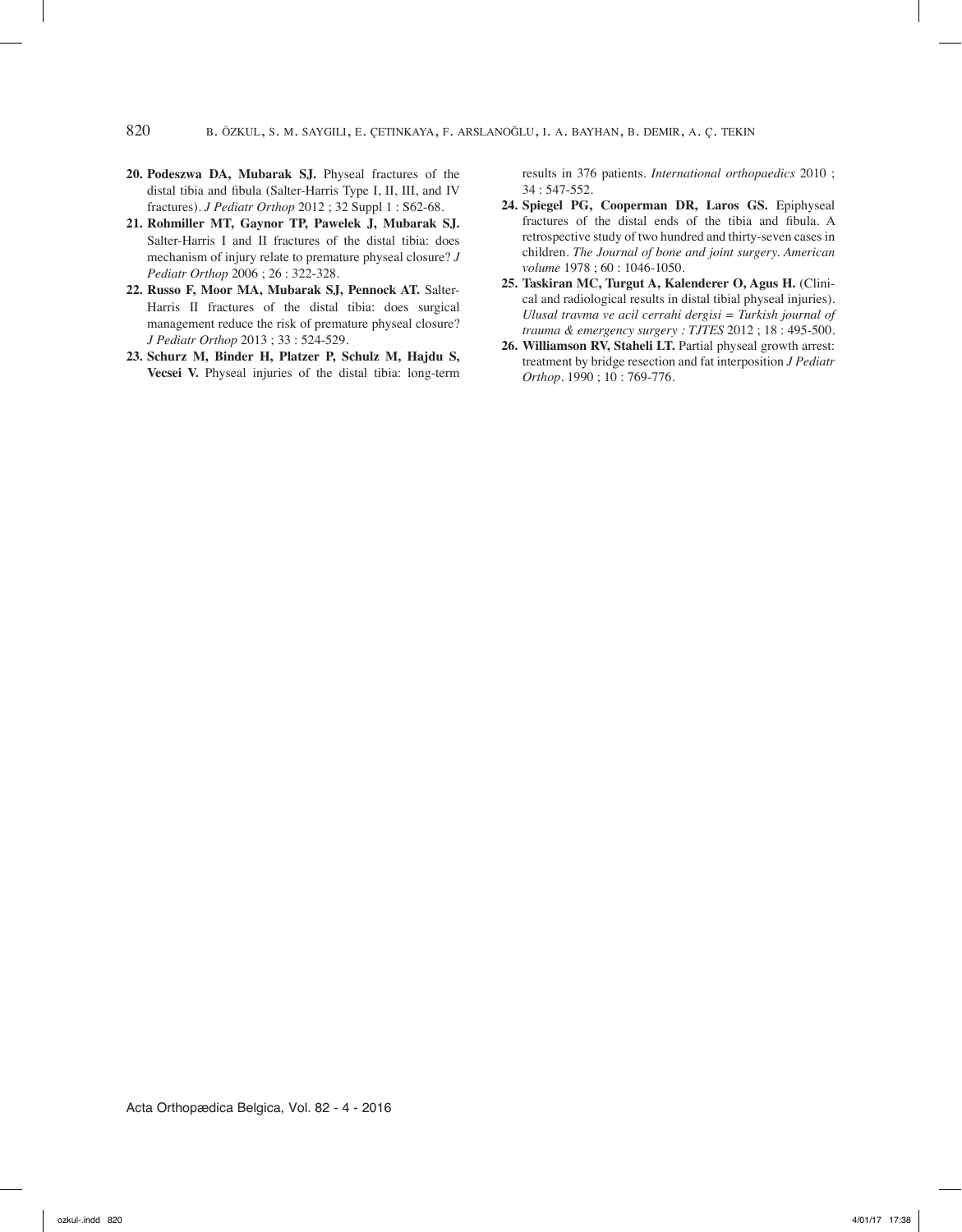20. **Podeszwa DA, Mubarak SJ.** Physeal fractures of the distal tibia and fibula (Salter-Harris Type I, II, III, and IV fractures). *J Pediatr Orthop* 2012 ; 32 Suppl 1 : S62-68.
21. **Rohmiller MT, Gaynor TP, Pawelek J, Mubarak SJ.** Salter-Harris I and II fractures of the distal tibia: does mechanism of injury relate to premature physeal closure? *J Pediatr Orthop* 2006 ; 26 : 322-328.
22. **Russo F, Moor MA, Mubarak SJ, Pennock AT.** Salter-Harris II fractures of the distal tibia: does surgical management reduce the risk of premature physeal closure? *J Pediatr Orthop* 2013 ; 33 : 524-529.
23. **Schurz M, Binder H, Platzer P, Schulz M, Hajdu S, Vecsei V.** Physeal injuries of the distal tibia: long-term results in 376 patients. *International orthopaedics* 2010 ; 34 : 547-552.
24. **Spiegel PG, Cooperman DR, Laros GS.** Epiphyseal fractures of the distal ends of the tibia and fibula. A retrospective study of two hundred and thirty-seven cases in children. *The Journal of bone and joint surgery. American volume* 1978 ; 60 : 1046-1050.
25. **Taskiran MC, Turgut A, Kalenderer O, Agus H.** (Clinical and radiological results in distal tibial physeal injuries). *Ulusal travma ve acil cerrahi dergisi = Turkish journal of trauma & emergency surgery : TJTES* 2012 ; 18 : 495-500.
26. **Williamson RV, Staheli LT.** Partial physeal growth arrest: treatment by bridge resection and fat interposition *J Pediatr Orthop*. 1990 ; 10 : 769-776.